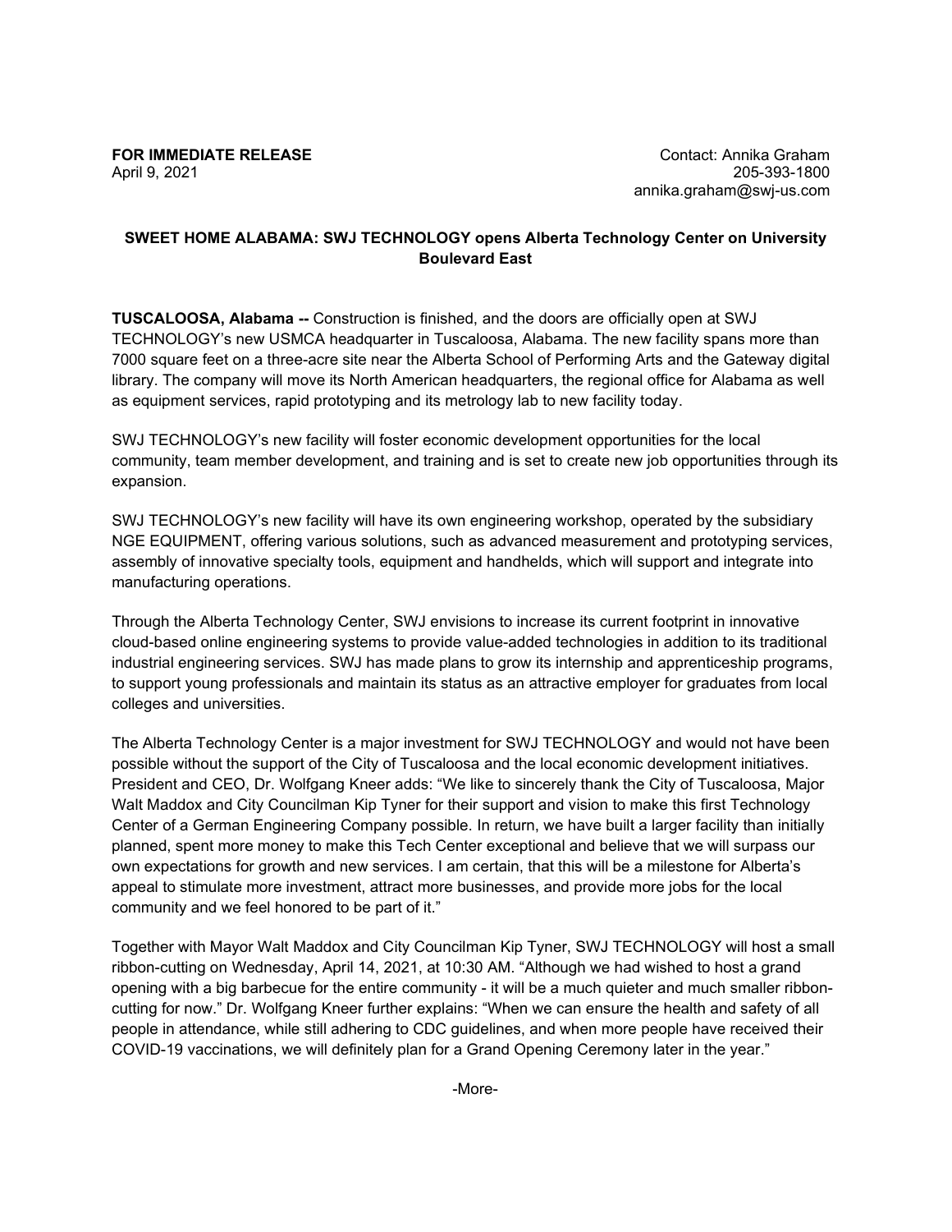**FOR IMMEDIATE RELEASE**
April 9, 2021

Contact: Annika Graham
205-393-1800
annika.graham@swj-us.com

**SWEET HOME ALABAMA: SWJ TECHNOLOGY opens Alberta Technology Center on University Boulevard East**

**TUSCALOOSA, Alabama --** Construction is finished, and the doors are officially open at SWJ TECHNOLOGY's new USMCA headquarter in Tuscaloosa, Alabama. The new facility spans more than 7000 square feet on a three-acre site near the Alberta School of Performing Arts and the Gateway digital library. The company will move its North American headquarters, the regional office for Alabama as well as equipment services, rapid prototyping and its metrology lab to new facility today.

SWJ TECHNOLOGY's new facility will foster economic development opportunities for the local community, team member development, and training and is set to create new job opportunities through its expansion.

SWJ TECHNOLOGY's new facility will have its own engineering workshop, operated by the subsidiary NGE EQUIPMENT, offering various solutions, such as advanced measurement and prototyping services, assembly of innovative specialty tools, equipment and handhelds, which will support and integrate into manufacturing operations.

Through the Alberta Technology Center, SWJ envisions to increase its current footprint in innovative cloud-based online engineering systems to provide value-added technologies in addition to its traditional industrial engineering services. SWJ has made plans to grow its internship and apprenticeship programs, to support young professionals and maintain its status as an attractive employer for graduates from local colleges and universities.

The Alberta Technology Center is a major investment for SWJ TECHNOLOGY and would not have been possible without the support of the City of Tuscaloosa and the local economic development initiatives. President and CEO, Dr. Wolfgang Kneer adds: "We like to sincerely thank the City of Tuscaloosa, Major Walt Maddox and City Councilman Kip Tyner for their support and vision to make this first Technology Center of a German Engineering Company possible. In return, we have built a larger facility than initially planned, spent more money to make this Tech Center exceptional and believe that we will surpass our own expectations for growth and new services. I am certain, that this will be a milestone for Alberta's appeal to stimulate more investment, attract more businesses, and provide more jobs for the local community and we feel honored to be part of it."

Together with Mayor Walt Maddox and City Councilman Kip Tyner, SWJ TECHNOLOGY will host a small ribbon-cutting on Wednesday, April 14, 2021, at 10:30 AM. "Although we had wished to host a grand opening with a big barbecue for the entire community - it will be a much quieter and much smaller ribbon-cutting for now." Dr. Wolfgang Kneer further explains: "When we can ensure the health and safety of all people in attendance, while still adhering to CDC guidelines, and when more people have received their COVID-19 vaccinations, we will definitely plan for a Grand Opening Ceremony later in the year."

-More-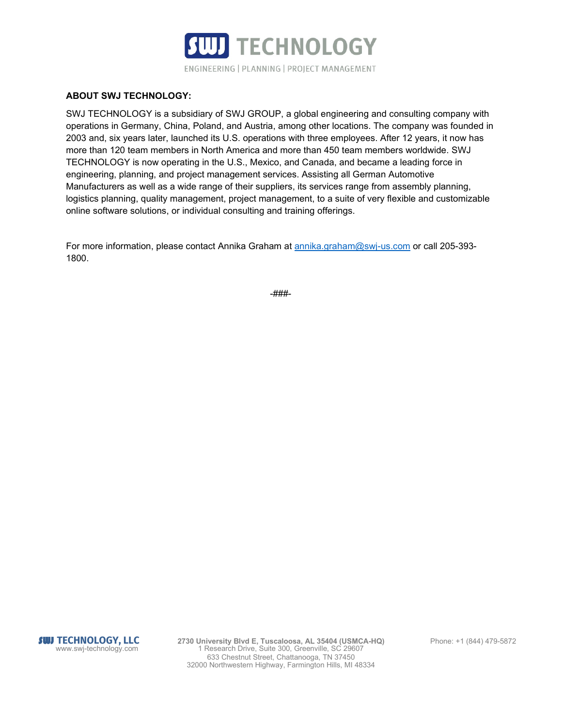**ABOUT SWJ TECHNOLOGY:**

SWJ TECHNOLOGY is a subsidiary of SWJ GROUP, a global engineering and consulting company with operations in Germany, China, Poland, and Austria, among other locations. The company was founded in 2003 and, six years later, launched its U.S. operations with three employees. After 12 years, it now has more than 120 team members in North America and more than 450 team members worldwide. SWJ TECHNOLOGY is now operating in the U.S., Mexico, and Canada, and became a leading force in engineering, planning, and project management services. Assisting all German Automotive Manufacturers as well as a wide range of their suppliers, its services range from assembly planning, logistics planning, quality management, project management, to a suite of very flexible and customizable online software solutions, or individual consulting and training offerings.

For more information, please contact Annika Graham at annika.graham@swj-us.com or call 205-393-1800.

-###-